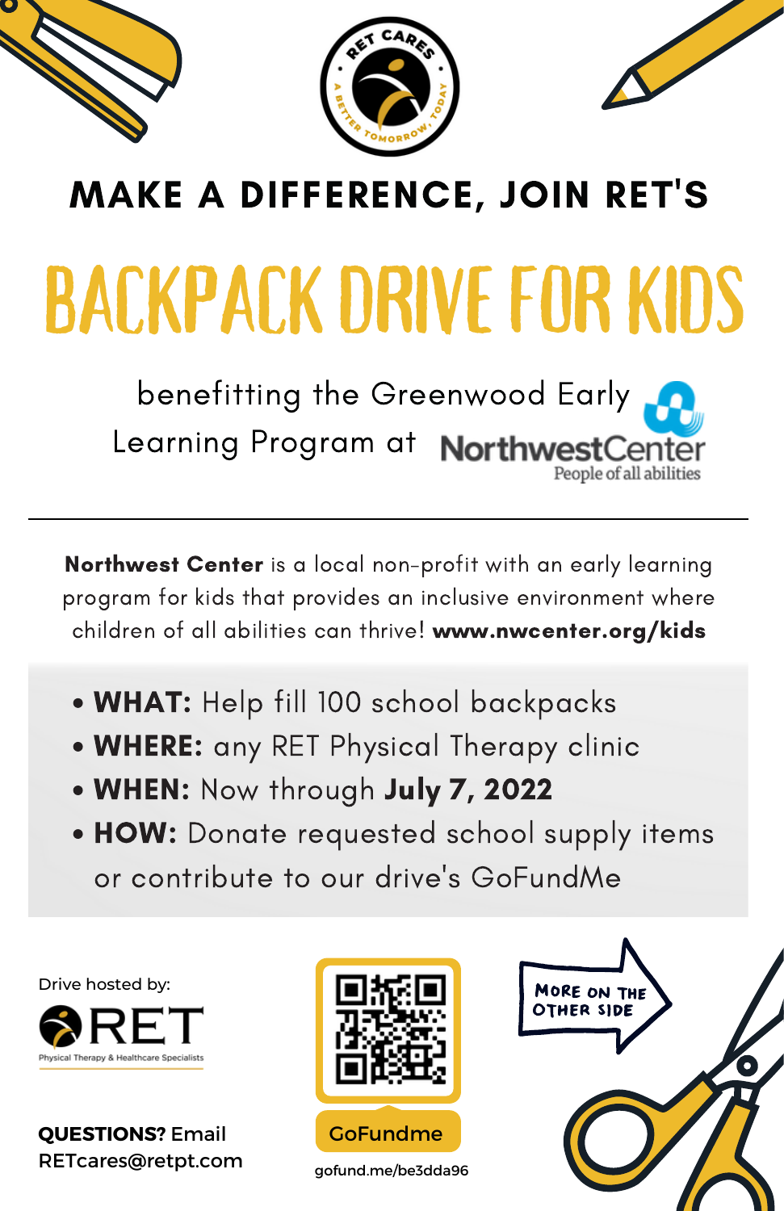RET CARES — A BETTER TOMORROW, TODAY

# MAKE A DIFFERENCE, JOIN RET'S

# BACKPACK DRIVE FOR KIDS

benefitting the Greenwood Early Learning Program at NorthwestCenter

People of all abilities

---

**Northwest Center** is a local non-profit with an early learning program for kids that provides an inclusive environment where children of all abilities can thrive! **www.nwcenter.org/kids**

- **WHAT:** Help fill 100 school backpacks
- **WHERE:** any RET Physical Therapy clinic
- **WHEN:** Now through **July 7, 2022**
- **HOW:** Donate requested school supply items or contribute to our drive's GoFundMe

Drive hosted by:

RET

Physical Therapy & Healthcare Specialists

**QUESTIONS?** Email RETcares@retpt.com

GoFundme

gofund.me/be3dda96

MORE ON THE OTHER SIDE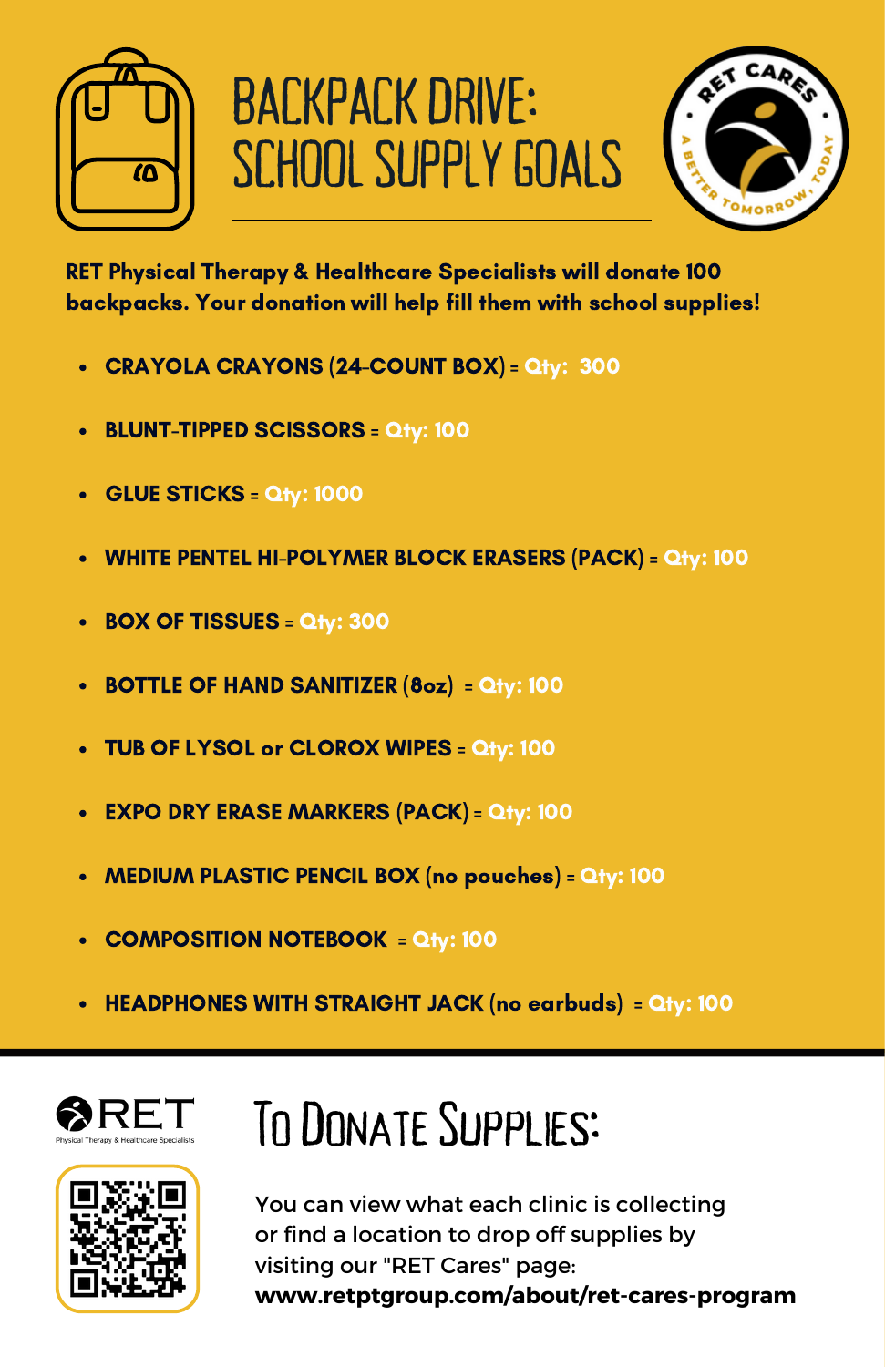# BACKPACK DRIVE: SCHOOL SUPPLY GOALS

RET CARES · A BETTER TOMORROW, TODAY

**RET Physical Therapy & Healthcare Specialists will donate 100 backpacks. Your donation will help fill them with school supplies!**

- **CRAYOLA CRAYONS (24-COUNT BOX) = Qty: 300**
- **BLUNT-TIPPED SCISSORS = Qty: 100**
- **GLUE STICKS = Qty: 1000**
- **WHITE PENTEL HI-POLYMER BLOCK ERASERS (PACK) = Qty: 100**
- **BOX OF TISSUES = Qty: 300**
- **BOTTLE OF HAND SANITIZER (8oz) = Qty: 100**
- **TUB OF LYSOL or CLOROX WIPES = Qty: 100**
- **EXPO DRY ERASE MARKERS (PACK) = Qty: 100**
- **MEDIUM PLASTIC PENCIL BOX (no pouches) = Qty: 100**
- **COMPOSITION NOTEBOOK = Qty: 100**
- **HEADPHONES WITH STRAIGHT JACK (no earbuds) = Qty: 100**

RET Physical Therapy & Healthcare Specialists

## To Donate Supplies:

You can view what each clinic is collecting or find a location to drop off supplies by visiting our "RET Cares" page: **www.retptgroup.com/about/ret-cares-program**